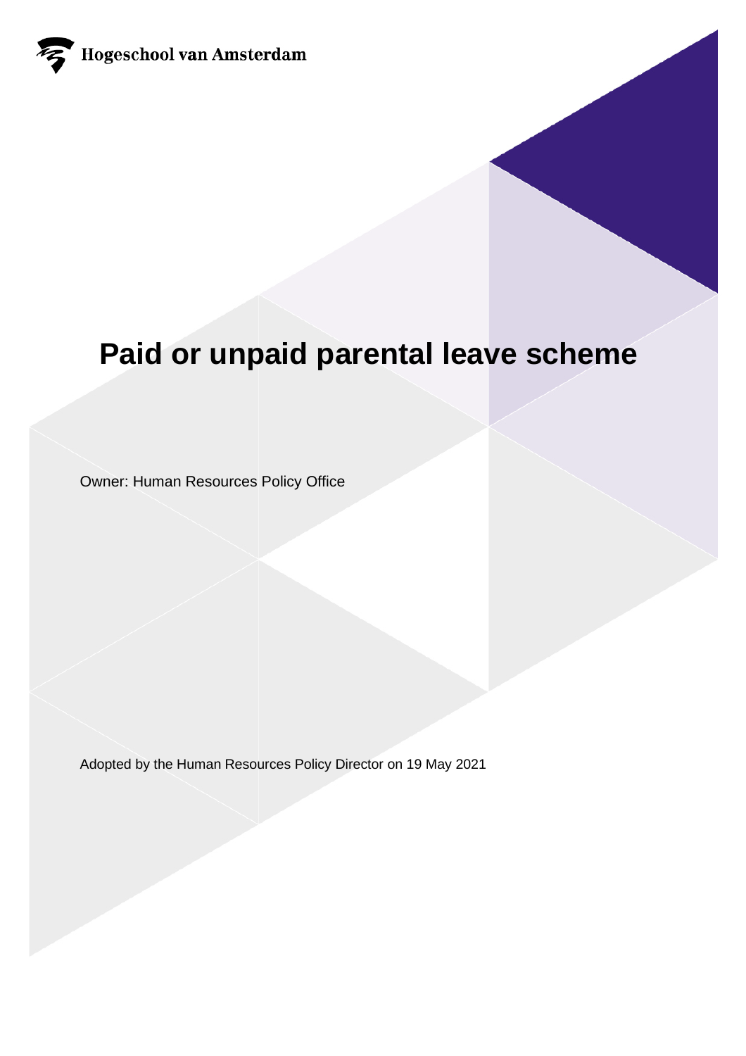Hogeschool van Amsterdam

# Paid or unpaid parental leave scheme

Owner: Human Resources Policy Office

Adopted by the Human Resources Policy Director on 19 May 2021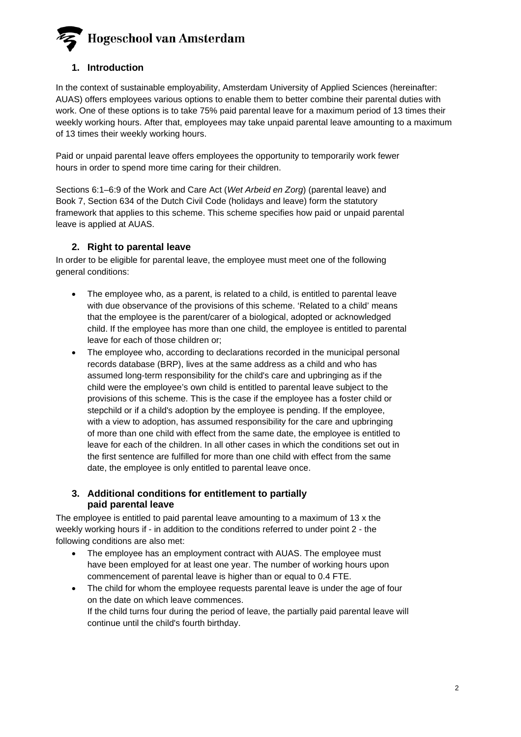## 1. Introduction

In the context of sustainable employability, Amsterdam University of Applied Sciences (hereinafter: AUAS) offers employees various options to enable them to better combine their parental duties with work. One of these options is to take 75% paid parental leave for a maximum period of 13 times their weekly working hours. After that, employees may take unpaid parental leave amounting to a maximum of 13 times their weekly working hours.

Paid or unpaid parental leave offers employees the opportunity to temporarily work fewer hours in order to spend more time caring for their children.

Sections 6:1–6:9 of the Work and Care Act (*Wet Arbeid en Zorg*) (parental leave) and Book 7, Section 634 of the Dutch Civil Code (holidays and leave) form the statutory framework that applies to this scheme. This scheme specifies how paid or unpaid parental leave is applied at AUAS.

## 2. Right to parental leave

In order to be eligible for parental leave, the employee must meet one of the following general conditions:

- The employee who, as a parent, is related to a child, is entitled to parental leave with due observance of the provisions of this scheme. 'Related to a child' means that the employee is the parent/carer of a biological, adopted or acknowledged child. If the employee has more than one child, the employee is entitled to parental leave for each of those children or;
- The employee who, according to declarations recorded in the municipal personal records database (BRP), lives at the same address as a child and who has assumed long-term responsibility for the child's care and upbringing as if the child were the employee's own child is entitled to parental leave subject to the provisions of this scheme. This is the case if the employee has a foster child or stepchild or if a child's adoption by the employee is pending. If the employee, with a view to adoption, has assumed responsibility for the care and upbringing of more than one child with effect from the same date, the employee is entitled to leave for each of the children. In all other cases in which the conditions set out in the first sentence are fulfilled for more than one child with effect from the same date, the employee is only entitled to parental leave once.

## 3. Additional conditions for entitlement to partially paid parental leave

The employee is entitled to paid parental leave amounting to a maximum of 13 x the weekly working hours if - in addition to the conditions referred to under point 2 - the following conditions are also met:

- The employee has an employment contract with AUAS. The employee must have been employed for at least one year. The number of working hours upon commencement of parental leave is higher than or equal to 0.4 FTE.
- The child for whom the employee requests parental leave is under the age of four on the date on which leave commences.
  If the child turns four during the period of leave, the partially paid parental leave will continue until the child's fourth birthday.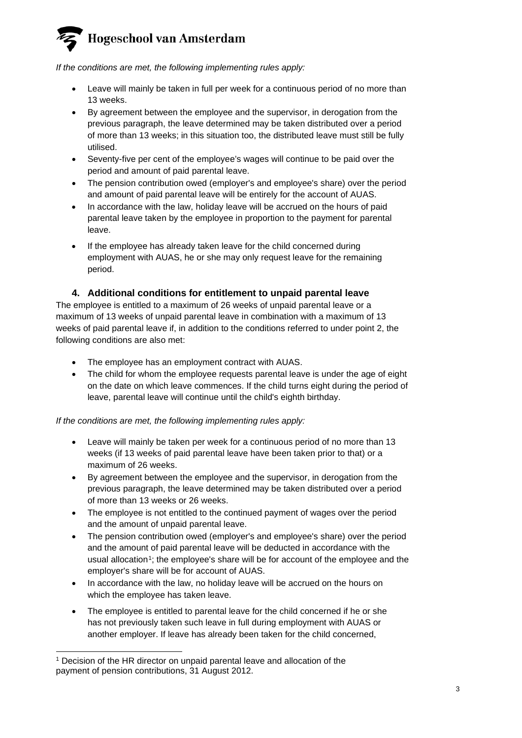*If the conditions are met, the following implementing rules apply:*

- Leave will mainly be taken in full per week for a continuous period of no more than 13 weeks.
- By agreement between the employee and the supervisor, in derogation from the previous paragraph, the leave determined may be taken distributed over a period of more than 13 weeks; in this situation too, the distributed leave must still be fully utilised.
- Seventy-five per cent of the employee's wages will continue to be paid over the period and amount of paid parental leave.
- The pension contribution owed (employer's and employee's share) over the period and amount of paid parental leave will be entirely for the account of AUAS.
- In accordance with the law, holiday leave will be accrued on the hours of paid parental leave taken by the employee in proportion to the payment for parental leave.
- If the employee has already taken leave for the child concerned during employment with AUAS, he or she may only request leave for the remaining period.

## 4. Additional conditions for entitlement to unpaid parental leave

The employee is entitled to a maximum of 26 weeks of unpaid parental leave or a maximum of 13 weeks of unpaid parental leave in combination with a maximum of 13 weeks of paid parental leave if, in addition to the conditions referred to under point 2, the following conditions are also met:

- The employee has an employment contract with AUAS.
- The child for whom the employee requests parental leave is under the age of eight on the date on which leave commences. If the child turns eight during the period of leave, parental leave will continue until the child's eighth birthday.

*If the conditions are met, the following implementing rules apply:*

- Leave will mainly be taken per week for a continuous period of no more than 13 weeks (if 13 weeks of paid parental leave have been taken prior to that) or a maximum of 26 weeks.
- By agreement between the employee and the supervisor, in derogation from the previous paragraph, the leave determined may be taken distributed over a period of more than 13 weeks or 26 weeks.
- The employee is not entitled to the continued payment of wages over the period and the amount of unpaid parental leave.
- The pension contribution owed (employer's and employee's share) over the period and the amount of paid parental leave will be deducted in accordance with the usual allocation[1]; the employee's share will be for account of the employee and the employer's share will be for account of AUAS.
- In accordance with the law, no holiday leave will be accrued on the hours on which the employee has taken leave.
- The employee is entitled to parental leave for the child concerned if he or she has not previously taken such leave in full during employment with AUAS or another employer. If leave has already been taken for the child concerned,

[1] Decision of the HR director on unpaid parental leave and allocation of the payment of pension contributions, 31 August 2012.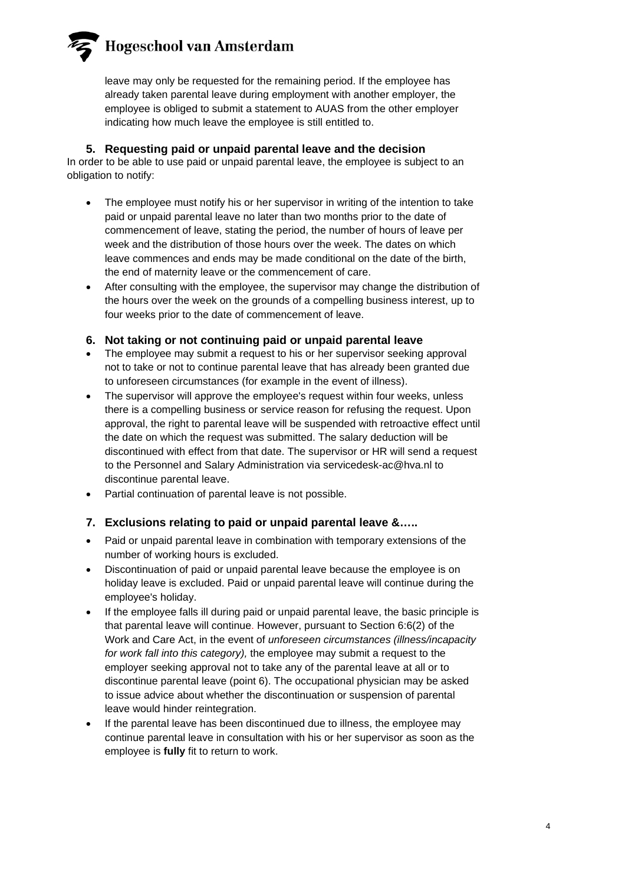leave may only be requested for the remaining period. If the employee has already taken parental leave during employment with another employer, the employee is obliged to submit a statement to AUAS from the other employer indicating how much leave the employee is still entitled to.

### 5. Requesting paid or unpaid parental leave and the decision

In order to be able to use paid or unpaid parental leave, the employee is subject to an obligation to notify:

- The employee must notify his or her supervisor in writing of the intention to take paid or unpaid parental leave no later than two months prior to the date of commencement of leave, stating the period, the number of hours of leave per week and the distribution of those hours over the week. The dates on which leave commences and ends may be made conditional on the date of the birth, the end of maternity leave or the commencement of care.
- After consulting with the employee, the supervisor may change the distribution of the hours over the week on the grounds of a compelling business interest, up to four weeks prior to the date of commencement of leave.

### 6. Not taking or not continuing paid or unpaid parental leave

- The employee may submit a request to his or her supervisor seeking approval not to take or not to continue parental leave that has already been granted due to unforeseen circumstances (for example in the event of illness).
- The supervisor will approve the employee's request within four weeks, unless there is a compelling business or service reason for refusing the request. Upon approval, the right to parental leave will be suspended with retroactive effect until the date on which the request was submitted. The salary deduction will be discontinued with effect from that date. The supervisor or HR will send a request to the Personnel and Salary Administration via servicedesk-ac@hva.nl to discontinue parental leave.
- Partial continuation of parental leave is not possible.

### 7. Exclusions relating to paid or unpaid parental leave &…..

- Paid or unpaid parental leave in combination with temporary extensions of the number of working hours is excluded.
- Discontinuation of paid or unpaid parental leave because the employee is on holiday leave is excluded. Paid or unpaid parental leave will continue during the employee's holiday.
- If the employee falls ill during paid or unpaid parental leave, the basic principle is that parental leave will continue. However, pursuant to Section 6:6(2) of the Work and Care Act, in the event of *unforeseen circumstances (illness/incapacity for work fall into this category),* the employee may submit a request to the employer seeking approval not to take any of the parental leave at all or to discontinue parental leave (point 6). The occupational physician may be asked to issue advice about whether the discontinuation or suspension of parental leave would hinder reintegration.
- If the parental leave has been discontinued due to illness, the employee may continue parental leave in consultation with his or her supervisor as soon as the employee is **fully** fit to return to work.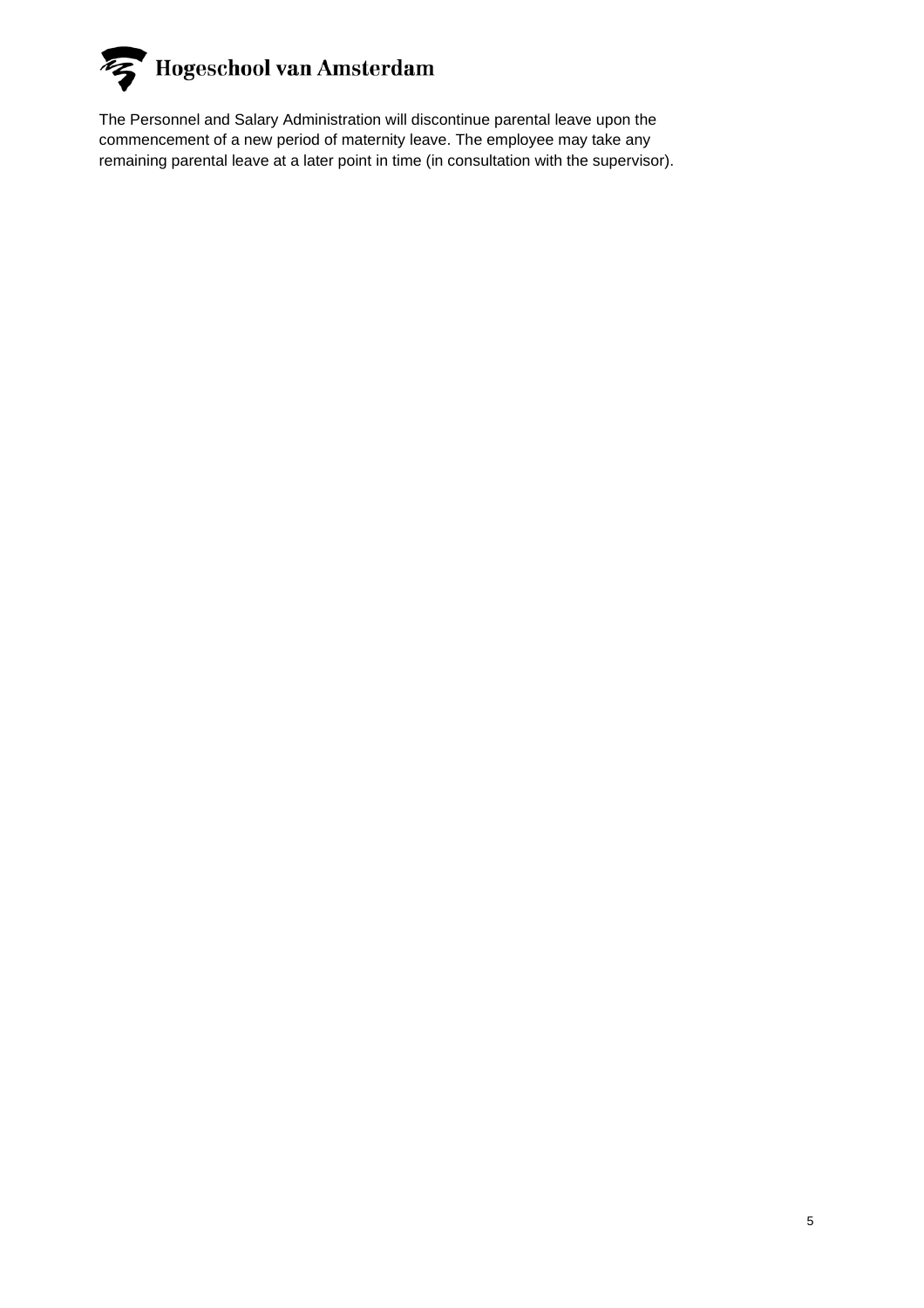The Personnel and Salary Administration will discontinue parental leave upon the commencement of a new period of maternity leave. The employee may take any remaining parental leave at a later point in time (in consultation with the supervisor).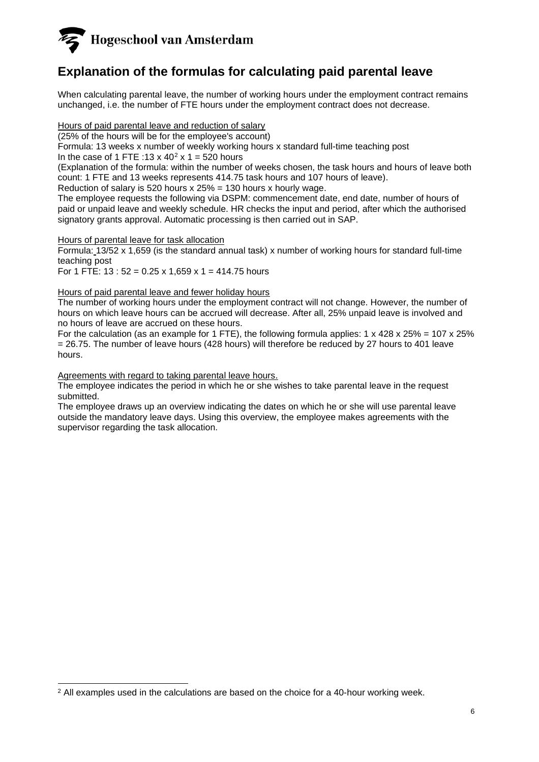# Explanation of the formulas for calculating paid parental leave

When calculating parental leave, the number of working hours under the employment contract remains unchanged, i.e. the number of FTE hours under the employment contract does not decrease.

<u>Hours of paid parental leave and reduction of salary</u>

(25% of the hours will be for the employee's account)

Formula: 13 weeks x number of weekly working hours x standard full-time teaching post

In the case of 1 FTE :13 x 40[2] x 1 = 520 hours

(Explanation of the formula: within the number of weeks chosen, the task hours and hours of leave both count: 1 FTE and 13 weeks represents 414.75 task hours and 107 hours of leave).

Reduction of salary is 520 hours x 25% = 130 hours x hourly wage.

The employee requests the following via DSPM: commencement date, end date, number of hours of paid or unpaid leave and weekly schedule. HR checks the input and period, after which the authorised signatory grants approval. Automatic processing is then carried out in SAP.

<u>Hours of parental leave for task allocation</u>

Formula: 13/52 x 1,659 (is the standard annual task) x number of working hours for standard full-time teaching post

For 1 FTE: 13 : 52 = 0.25 x 1,659 x 1 = 414.75 hours

<u>Hours of paid parental leave and fewer holiday hours</u>

The number of working hours under the employment contract will not change. However, the number of hours on which leave hours can be accrued will decrease. After all, 25% unpaid leave is involved and no hours of leave are accrued on these hours.

For the calculation (as an example for 1 FTE), the following formula applies: 1 x 428 x 25% = 107 x 25% = 26.75. The number of leave hours (428 hours) will therefore be reduced by 27 hours to 401 leave hours.

<u>Agreements with regard to taking parental leave hours.</u>

The employee indicates the period in which he or she wishes to take parental leave in the request submitted.

The employee draws up an overview indicating the dates on which he or she will use parental leave outside the mandatory leave days. Using this overview, the employee makes agreements with the supervisor regarding the task allocation.

---

[2] All examples used in the calculations are based on the choice for a 40-hour working week.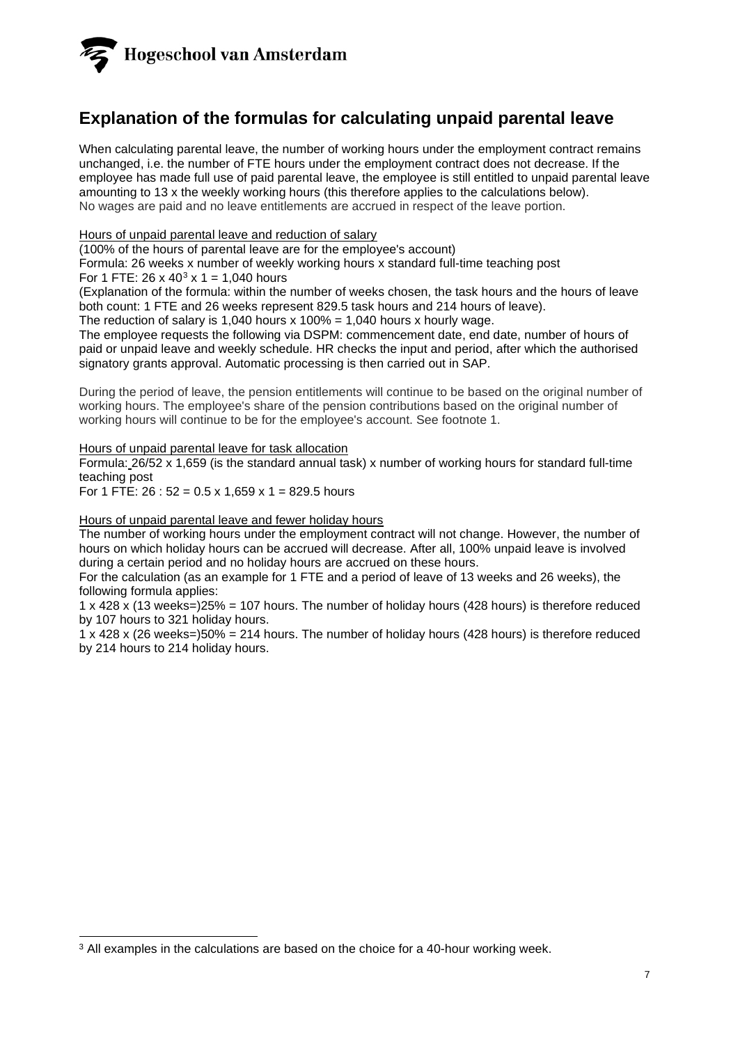## Explanation of the formulas for calculating unpaid parental leave

When calculating parental leave, the number of working hours under the employment contract remains unchanged, i.e. the number of FTE hours under the employment contract does not decrease. If the employee has made full use of paid parental leave, the employee is still entitled to unpaid parental leave amounting to 13 x the weekly working hours (this therefore applies to the calculations below).
No wages are paid and no leave entitlements are accrued in respect of the leave portion.

Hours of unpaid parental leave and reduction of salary

(100% of the hours of parental leave are for the employee's account)
Formula: 26 weeks x number of weekly working hours x standard full-time teaching post
For 1 FTE: 26 x 40[3] x 1 = 1,040 hours
(Explanation of the formula: within the number of weeks chosen, the task hours and the hours of leave both count: 1 FTE and 26 weeks represent 829.5 task hours and 214 hours of leave).
The reduction of salary is 1,040 hours x 100% = 1,040 hours x hourly wage.
The employee requests the following via DSPM: commencement date, end date, number of hours of paid or unpaid leave and weekly schedule. HR checks the input and period, after which the authorised signatory grants approval. Automatic processing is then carried out in SAP.

During the period of leave, the pension entitlements will continue to be based on the original number of working hours. The employee's share of the pension contributions based on the original number of working hours will continue to be for the employee's account. See footnote 1.

Hours of unpaid parental leave for task allocation

Formula: 26/52 x 1,659 (is the standard annual task) x number of working hours for standard full-time teaching post
For 1 FTE: 26 : 52 = 0.5 x 1,659 x 1 = 829.5 hours

Hours of unpaid parental leave and fewer holiday hours

The number of working hours under the employment contract will not change. However, the number of hours on which holiday hours can be accrued will decrease. After all, 100% unpaid leave is involved during a certain period and no holiday hours are accrued on these hours.
For the calculation (as an example for 1 FTE and a period of leave of 13 weeks and 26 weeks), the following formula applies:
1 x 428 x (13 weeks=)25% = 107 hours. The number of holiday hours (428 hours) is therefore reduced by 107 hours to 321 holiday hours.
1 x 428 x (26 weeks=)50% = 214 hours. The number of holiday hours (428 hours) is therefore reduced by 214 hours to 214 holiday hours.

[3] All examples in the calculations are based on the choice for a 40-hour working week.